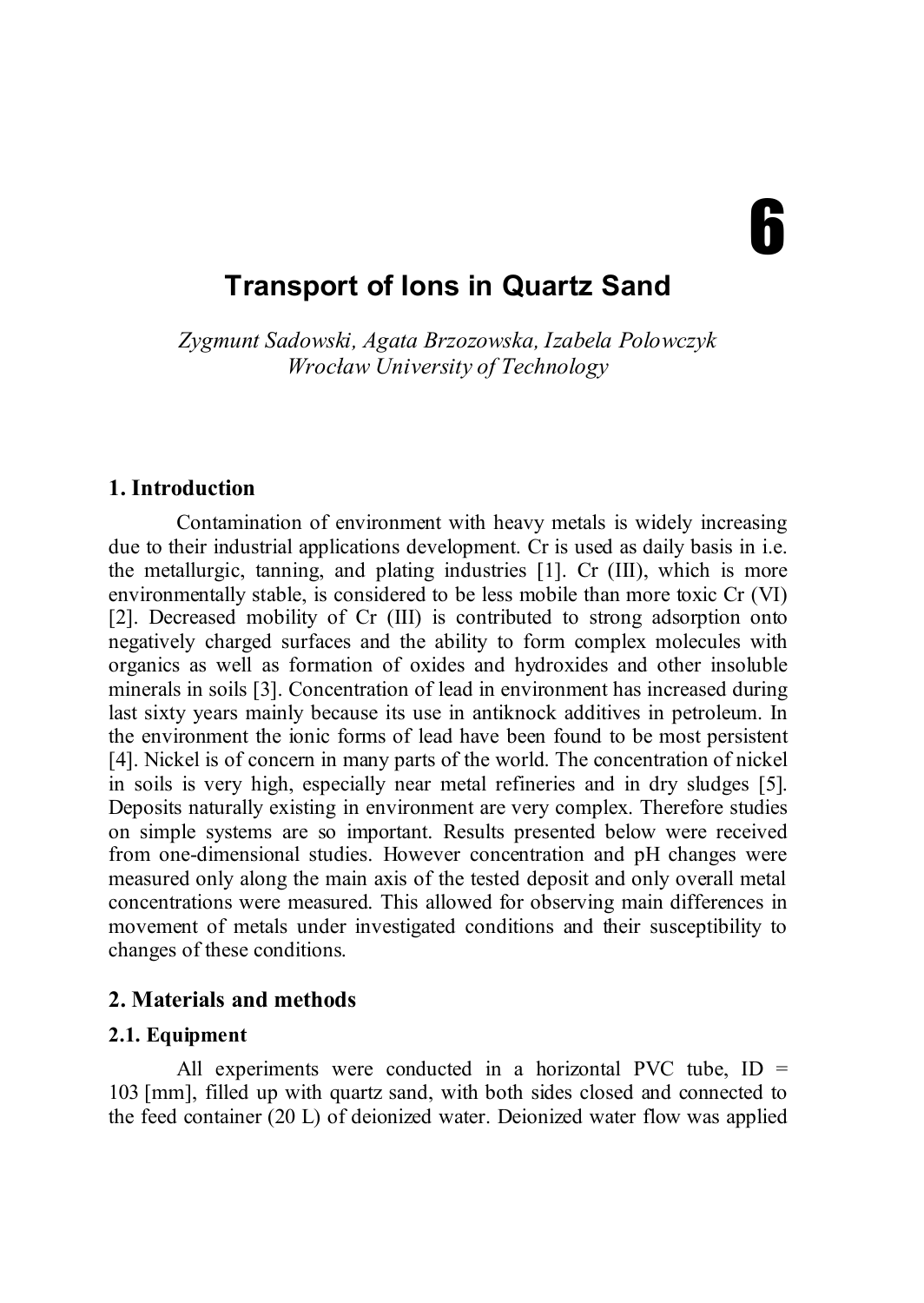# 6

# Transport of Ions in Quartz Sand

*Zygmunt Sadowski, Agata Brzozowska, Izabela Polowczyk*
*Wrocław University of Technology*

## 1. Introduction

Contamination of environment with heavy metals is widely increasing due to their industrial applications development. Cr is used as daily basis in i.e. the metallurgic, tanning, and plating industries [1]. Cr (III), which is more environmentally stable, is considered to be less mobile than more toxic Cr (VI) [2]. Decreased mobility of Cr (III) is contributed to strong adsorption onto negatively charged surfaces and the ability to form complex molecules with organics as well as formation of oxides and hydroxides and other insoluble minerals in soils [3]. Concentration of lead in environment has increased during last sixty years mainly because its use in antiknock additives in petroleum. In the environment the ionic forms of lead have been found to be most persistent [4]. Nickel is of concern in many parts of the world. The concentration of nickel in soils is very high, especially near metal refineries and in dry sludges [5]. Deposits naturally existing in environment are very complex. Therefore studies on simple systems are so important. Results presented below were received from one-dimensional studies. However concentration and pH changes were measured only along the main axis of the tested deposit and only overall metal concentrations were measured. This allowed for observing main differences in movement of metals under investigated conditions and their susceptibility to changes of these conditions.

## 2. Materials and methods

### 2.1. Equipment

All experiments were conducted in a horizontal PVC tube, ID = 103 [mm], filled up with quartz sand, with both sides closed and connected to the feed container (20 L) of deionized water. Deionized water flow was applied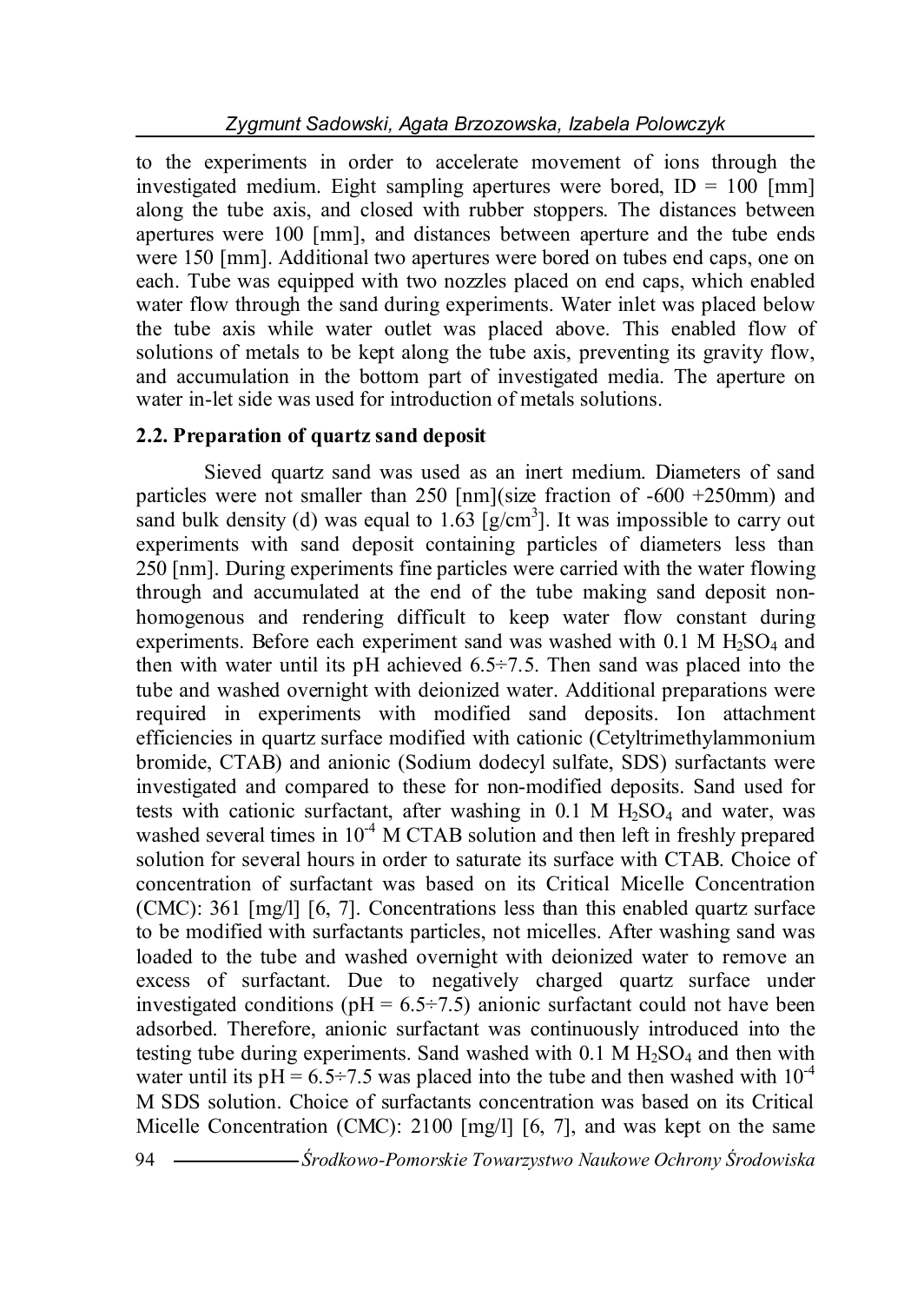to the experiments in order to accelerate movement of ions through the investigated medium. Eight sampling apertures were bored, ID = 100 [mm] along the tube axis, and closed with rubber stoppers. The distances between apertures were 100 [mm], and distances between aperture and the tube ends were 150 [mm]. Additional two apertures were bored on tubes end caps, one on each. Tube was equipped with two nozzles placed on end caps, which enabled water flow through the sand during experiments. Water inlet was placed below the tube axis while water outlet was placed above. This enabled flow of solutions of metals to be kept along the tube axis, preventing its gravity flow, and accumulation in the bottom part of investigated media. The aperture on water in-let side was used for introduction of metals solutions.

### 2.2. Preparation of quartz sand deposit

Sieved quartz sand was used as an inert medium. Diameters of sand particles were not smaller than 250 [nm](size fraction of -600 +250mm) and sand bulk density (d) was equal to 1.63 [g/cm$^3$]. It was impossible to carry out experiments with sand deposit containing particles of diameters less than 250 [nm]. During experiments fine particles were carried with the water flowing through and accumulated at the end of the tube making sand deposit non-homogenous and rendering difficult to keep water flow constant during experiments. Before each experiment sand was washed with 0.1 M $H_2SO_4$ and then with water until its pH achieved 6.5÷7.5. Then sand was placed into the tube and washed overnight with deionized water. Additional preparations were required in experiments with modified sand deposits. Ion attachment efficiencies in quartz surface modified with cationic (Cetyltrimethylammonium bromide, CTAB) and anionic (Sodium dodecyl sulfate, SDS) surfactants were investigated and compared to these for non-modified deposits. Sand used for tests with cationic surfactant, after washing in 0.1 M $H_2SO_4$ and water, was washed several times in $10^{-4}$ M CTAB solution and then left in freshly prepared solution for several hours in order to saturate its surface with CTAB. Choice of concentration of surfactant was based on its Critical Micelle Concentration (CMC): 361 [mg/l] [6, 7]. Concentrations less than this enabled quartz surface to be modified with surfactants particles, not micelles. After washing sand was loaded to the tube and washed overnight with deionized water to remove an excess of surfactant. Due to negatively charged quartz surface under investigated conditions (pH = 6.5÷7.5) anionic surfactant could not have been adsorbed. Therefore, anionic surfactant was continuously introduced into the testing tube during experiments. Sand washed with 0.1 M $H_2SO_4$ and then with water until its pH = 6.5÷7.5 was placed into the tube and then washed with $10^{-4}$ M SDS solution. Choice of surfactants concentration was based on its Critical Micelle Concentration (CMC): 2100 [mg/l] [6, 7], and was kept on the same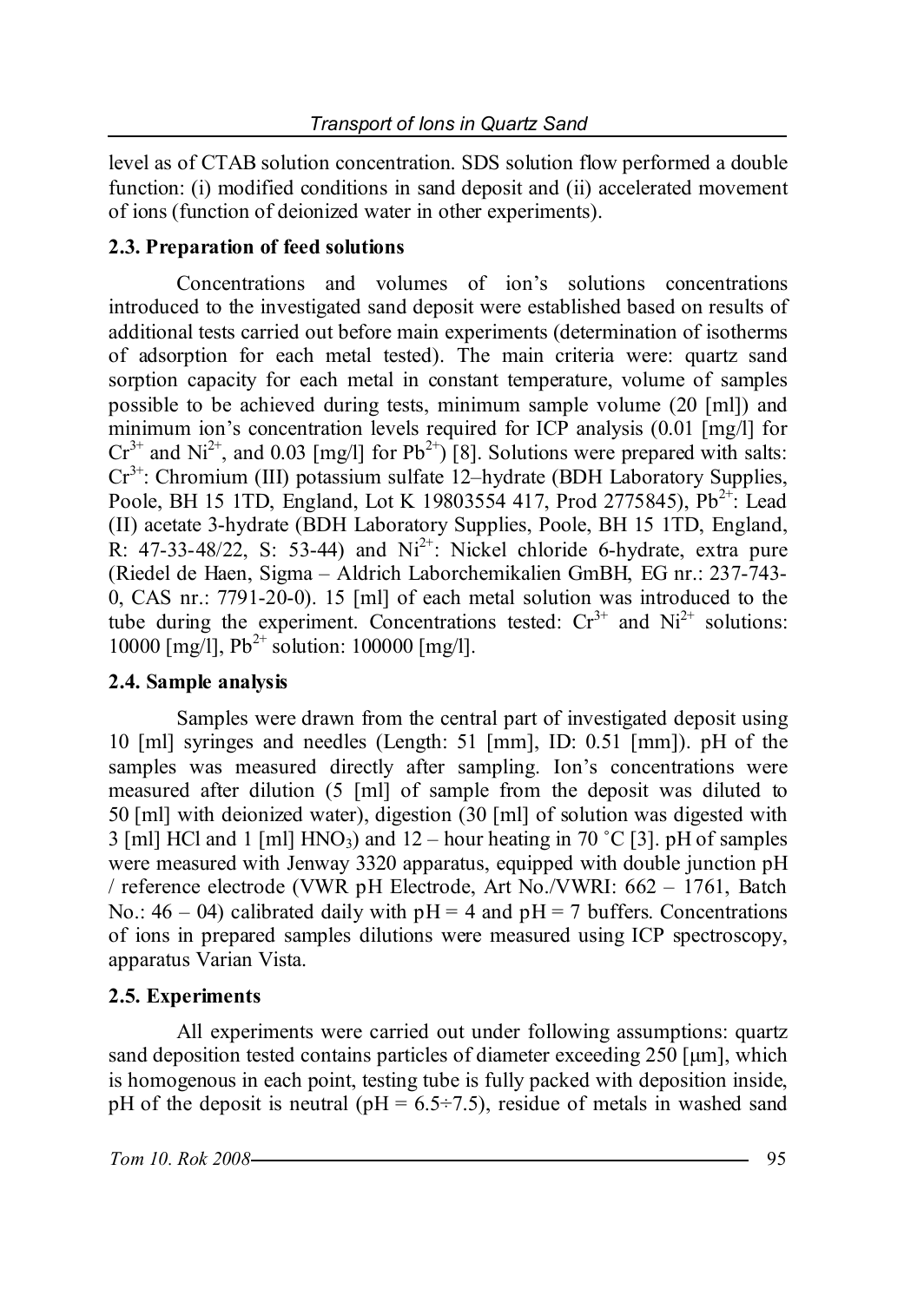level as of CTAB solution concentration. SDS solution flow performed a double function: (i) modified conditions in sand deposit and (ii) accelerated movement of ions (function of deionized water in other experiments).

### 2.3. Preparation of feed solutions

Concentrations and volumes of ion's solutions concentrations introduced to the investigated sand deposit were established based on results of additional tests carried out before main experiments (determination of isotherms of adsorption for each metal tested). The main criteria were: quartz sand sorption capacity for each metal in constant temperature, volume of samples possible to be achieved during tests, minimum sample volume (20 [ml]) and minimum ion's concentration levels required for ICP analysis (0.01 [mg/l] for $Cr^{3+}$ and $Ni^{2+}$, and 0.03 [mg/l] for $Pb^{2+}$) [8]. Solutions were prepared with salts: $Cr^{3+}$: Chromium (III) potassium sulfate 12–hydrate (BDH Laboratory Supplies, Poole, BH 15 1TD, England, Lot K 19803554 417, Prod 2775845), $Pb^{2+}$: Lead (II) acetate 3-hydrate (BDH Laboratory Supplies, Poole, BH 15 1TD, England, R: 47-33-48/22, S: 53-44) and $Ni^{2+}$: Nickel chloride 6-hydrate, extra pure (Riedel de Haen, Sigma – Aldrich Laborchemikalien GmbH, EG nr.: 237-743-0, CAS nr.: 7791-20-0). 15 [ml] of each metal solution was introduced to the tube during the experiment. Concentrations tested: $Cr^{3+}$ and $Ni^{2+}$ solutions: 10000 [mg/l], $Pb^{2+}$ solution: 100000 [mg/l].

### 2.4. Sample analysis

Samples were drawn from the central part of investigated deposit using 10 [ml] syringes and needles (Length: 51 [mm], ID: 0.51 [mm]). pH of the samples was measured directly after sampling. Ion's concentrations were measured after dilution (5 [ml] of sample from the deposit was diluted to 50 [ml] with deionized water), digestion (30 [ml] of solution was digested with 3 [ml] HCl and 1 [ml] $HNO_3$) and 12 – hour heating in 70 ˚C [3]. pH of samples were measured with Jenway 3320 apparatus, equipped with double junction pH / reference electrode (VWR pH Electrode, Art No./VWRI: 662 – 1761, Batch No.: 46 – 04) calibrated daily with pH = 4 and pH = 7 buffers. Concentrations of ions in prepared samples dilutions were measured using ICP spectroscopy, apparatus Varian Vista.

### 2.5. Experiments

All experiments were carried out under following assumptions: quartz sand deposition tested contains particles of diameter exceeding 250 [μm], which is homogenous in each point, testing tube is fully packed with deposition inside, pH of the deposit is neutral (pH = 6.5÷7.5), residue of metals in washed sand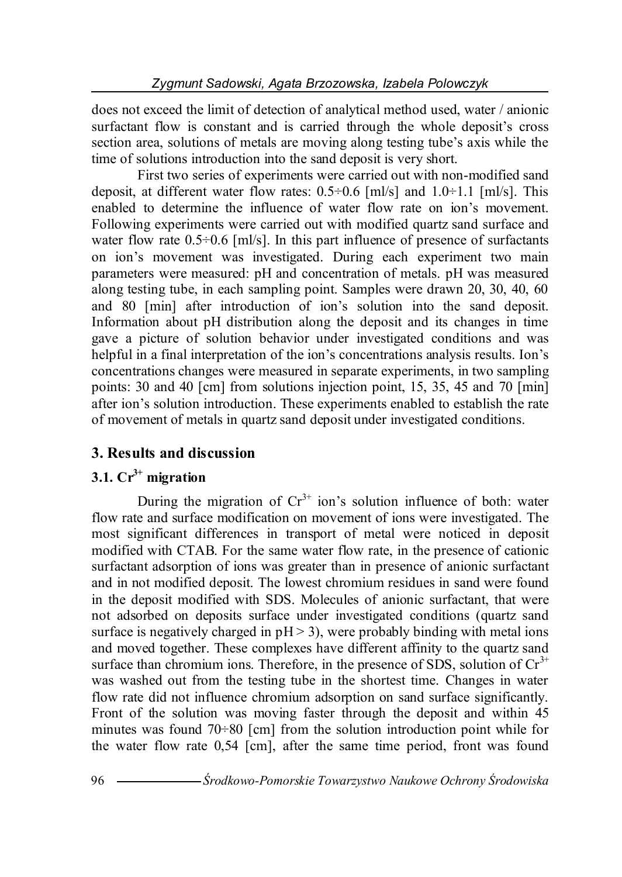does not exceed the limit of detection of analytical method used, water / anionic surfactant flow is constant and is carried through the whole deposit's cross section area, solutions of metals are moving along testing tube's axis while the time of solutions introduction into the sand deposit is very short.

First two series of experiments were carried out with non-modified sand deposit, at different water flow rates: 0.5÷0.6 [ml/s] and 1.0÷1.1 [ml/s]. This enabled to determine the influence of water flow rate on ion's movement. Following experiments were carried out with modified quartz sand surface and water flow rate 0.5÷0.6 [ml/s]. In this part influence of presence of surfactants on ion's movement was investigated. During each experiment two main parameters were measured: pH and concentration of metals. pH was measured along testing tube, in each sampling point. Samples were drawn 20, 30, 40, 60 and 80 [min] after introduction of ion's solution into the sand deposit. Information about pH distribution along the deposit and its changes in time gave a picture of solution behavior under investigated conditions and was helpful in a final interpretation of the ion's concentrations analysis results. Ion's concentrations changes were measured in separate experiments, in two sampling points: 30 and 40 [cm] from solutions injection point, 15, 35, 45 and 70 [min] after ion's solution introduction. These experiments enabled to establish the rate of movement of metals in quartz sand deposit under investigated conditions.

## 3. Results and discussion

### 3.1. $Cr^{3+}$ migration

During the migration of $Cr^{3+}$ ion's solution influence of both: water flow rate and surface modification on movement of ions were investigated. The most significant differences in transport of metal were noticed in deposit modified with CTAB. For the same water flow rate, in the presence of cationic surfactant adsorption of ions was greater than in presence of anionic surfactant and in not modified deposit. The lowest chromium residues in sand were found in the deposit modified with SDS. Molecules of anionic surfactant, that were not adsorbed on deposits surface under investigated conditions (quartz sand surface is negatively charged in $pH > 3$), were probably binding with metal ions and moved together. These complexes have different affinity to the quartz sand surface than chromium ions. Therefore, in the presence of SDS, solution of $Cr^{3+}$ was washed out from the testing tube in the shortest time. Changes in water flow rate did not influence chromium adsorption on sand surface significantly. Front of the solution was moving faster through the deposit and within 45 minutes was found 70÷80 [cm] from the solution introduction point while for the water flow rate 0,54 [cm], after the same time period, front was found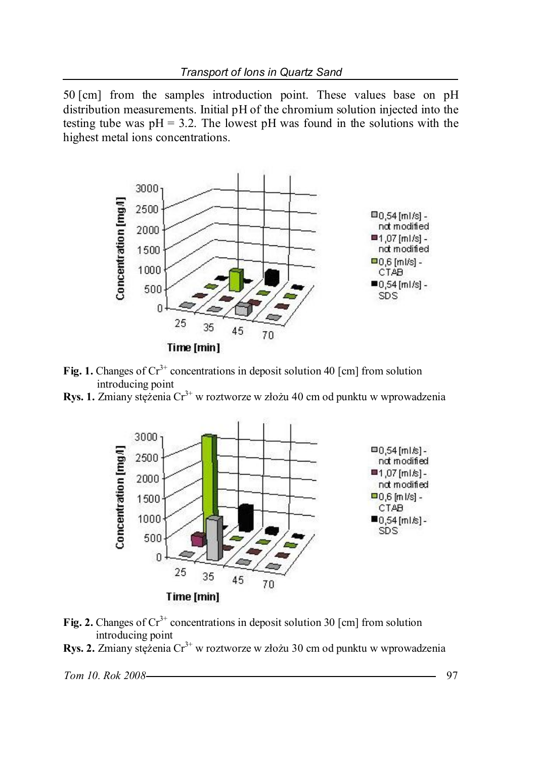50 [cm] from the samples introduction point. These values base on pH distribution measurements. Initial pH of the chromium solution injected into the testing tube was pH = 3.2. The lowest pH was found in the solutions with the highest metal ions concentrations.

**Fig. 1.** Changes of $Cr^{3+}$ concentrations in deposit solution 40 [cm] from solution introducing point

**Rys. 1.** Zmiany stężenia $Cr^{3+}$ w roztworze w złożu 40 cm od punktu w wprowadzenia

**Fig. 2.** Changes of $Cr^{3+}$ concentrations in deposit solution 30 [cm] from solution introducing point

**Rys. 2.** Zmiany stężenia $Cr^{3+}$ w roztworze w złożu 30 cm od punktu w wprowadzenia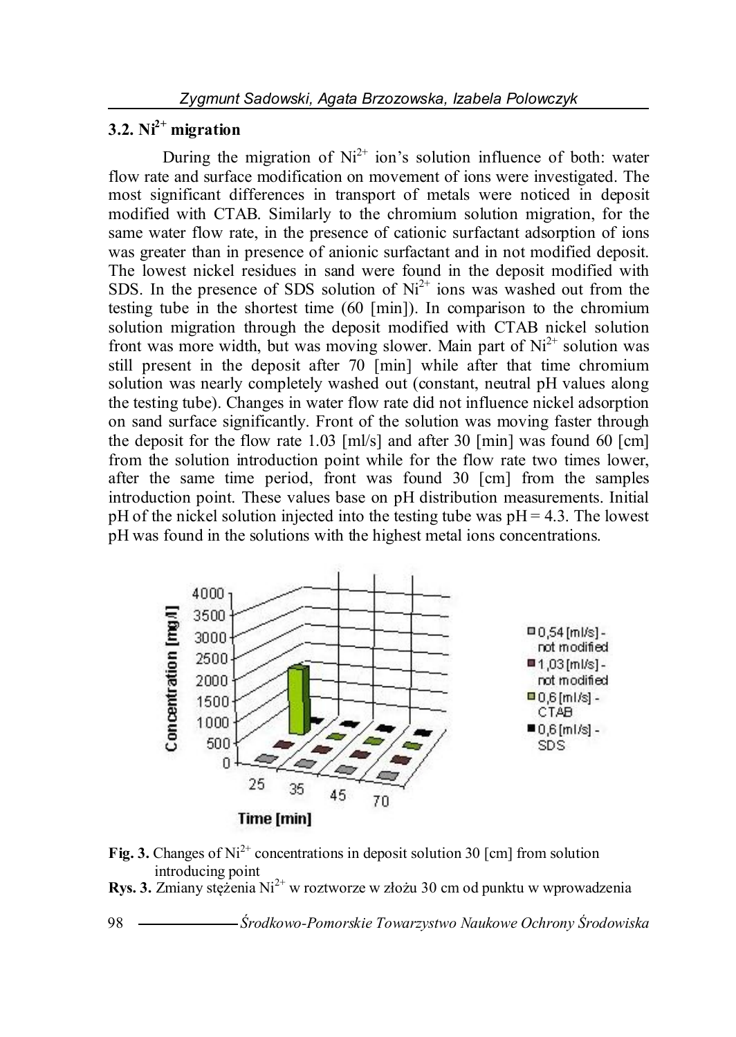### 3.2. $Ni^{2+}$ migration

During the migration of $Ni^{2+}$ ion's solution influence of both: water flow rate and surface modification on movement of ions were investigated. The most significant differences in transport of metals were noticed in deposit modified with CTAB. Similarly to the chromium solution migration, for the same water flow rate, in the presence of cationic surfactant adsorption of ions was greater than in presence of anionic surfactant and in not modified deposit. The lowest nickel residues in sand were found in the deposit modified with SDS. In the presence of SDS solution of $Ni^{2+}$ ions was washed out from the testing tube in the shortest time (60 [min]). In comparison to the chromium solution migration through the deposit modified with CTAB nickel solution front was more width, but was moving slower. Main part of $Ni^{2+}$ solution was still present in the deposit after 70 [min] while after that time chromium solution was nearly completely washed out (constant, neutral pH values along the testing tube). Changes in water flow rate did not influence nickel adsorption on sand surface significantly. Front of the solution was moving faster through the deposit for the flow rate 1.03 [ml/s] and after 30 [min] was found 60 [cm] from the solution introduction point while for the flow rate two times lower, after the same time period, front was found 30 [cm] from the samples introduction point. These values base on pH distribution measurements. Initial pH of the nickel solution injected into the testing tube was pH = 4.3. The lowest pH was found in the solutions with the highest metal ions concentrations.

**Fig. 3.** Changes of $Ni^{2+}$ concentrations in deposit solution 30 [cm] from solution introducing point

**Rys. 3.** Zmiany stężenia $Ni^{2+}$ w roztworze w złożu 30 cm od punktu w wprowadzenia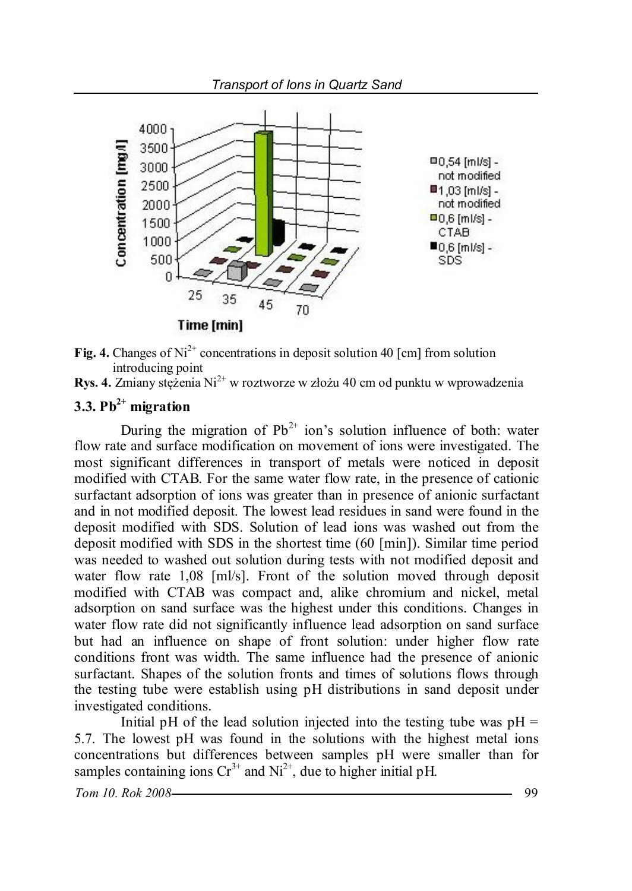**Fig. 4.** Changes of $Ni^{2+}$ concentrations in deposit solution 40 [cm] from solution introducing point

**Rys. 4.** Zmiany stężenia $Ni^{2+}$ w roztworze w złożu 40 cm od punktu w wprowadzenia

### 3.3. $Pb^{2+}$ migration

During the migration of $Pb^{2+}$ ion's solution influence of both: water flow rate and surface modification on movement of ions were investigated. The most significant differences in transport of metals were noticed in deposit modified with CTAB. For the same water flow rate, in the presence of cationic surfactant adsorption of ions was greater than in presence of anionic surfactant and in not modified deposit. The lowest lead residues in sand were found in the deposit modified with SDS. Solution of lead ions was washed out from the deposit modified with SDS in the shortest time (60 [min]). Similar time period was needed to washed out solution during tests with not modified deposit and water flow rate 1,08 [ml/s]. Front of the solution moved through deposit modified with CTAB was compact and, alike chromium and nickel, metal adsorption on sand surface was the highest under this conditions. Changes in water flow rate did not significantly influence lead adsorption on sand surface but had an influence on shape of front solution: under higher flow rate conditions front was width. The same influence had the presence of anionic surfactant. Shapes of the solution fronts and times of solutions flows through the testing tube were establish using pH distributions in sand deposit under investigated conditions.

Initial pH of the lead solution injected into the testing tube was pH = 5.7. The lowest pH was found in the solutions with the highest metal ions concentrations but differences between samples pH were smaller than for samples containing ions $Cr^{3+}$ and $Ni^{2+}$, due to higher initial pH.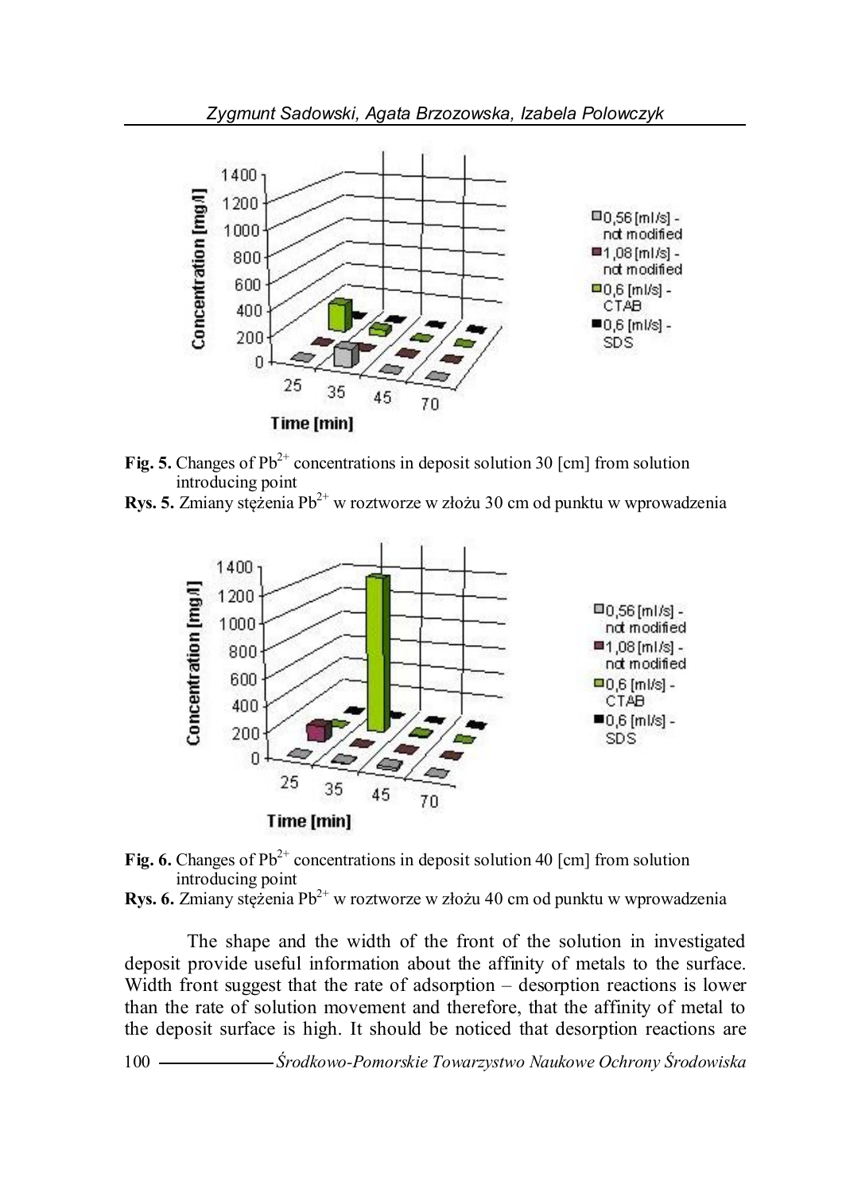**Fig. 5.** Changes of $Pb^{2+}$ concentrations in deposit solution 30 [cm] from solution introducing point

**Rys. 5.** Zmiany stężenia $Pb^{2+}$ w roztworze w złożu 30 cm od punktu w wprowadzenia

**Fig. 6.** Changes of $Pb^{2+}$ concentrations in deposit solution 40 [cm] from solution introducing point

**Rys. 6.** Zmiany stężenia $Pb^{2+}$ w roztworze w złożu 40 cm od punktu w wprowadzenia

The shape and the width of the front of the solution in investigated deposit provide useful information about the affinity of metals to the surface. Width front suggest that the rate of adsorption – desorption reactions is lower than the rate of solution movement and therefore, that the affinity of metal to the deposit surface is high. It should be noticed that desorption reactions are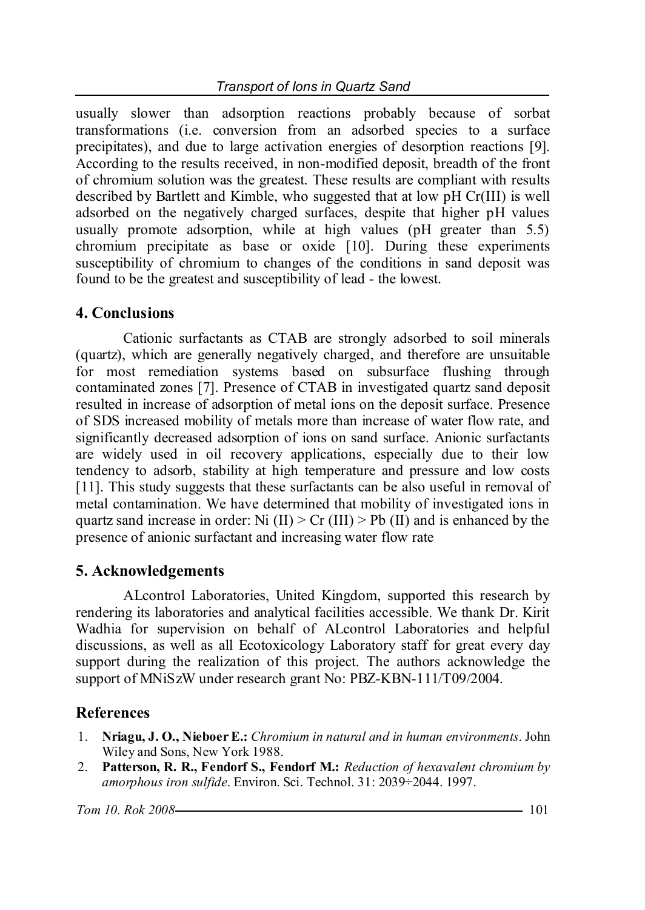usually slower than adsorption reactions probably because of sorbat transformations (i.e. conversion from an adsorbed species to a surface precipitates), and due to large activation energies of desorption reactions [9]. According to the results received, in non-modified deposit, breadth of the front of chromium solution was the greatest. These results are compliant with results described by Bartlett and Kimble, who suggested that at low pH Cr(III) is well adsorbed on the negatively charged surfaces, despite that higher pH values usually promote adsorption, while at high values (pH greater than 5.5) chromium precipitate as base or oxide [10]. During these experiments susceptibility of chromium to changes of the conditions in sand deposit was found to be the greatest and susceptibility of lead - the lowest.

## 4. Conclusions

Cationic surfactants as CTAB are strongly adsorbed to soil minerals (quartz), which are generally negatively charged, and therefore are unsuitable for most remediation systems based on subsurface flushing through contaminated zones [7]. Presence of CTAB in investigated quartz sand deposit resulted in increase of adsorption of metal ions on the deposit surface. Presence of SDS increased mobility of metals more than increase of water flow rate, and significantly decreased adsorption of ions on sand surface. Anionic surfactants are widely used in oil recovery applications, especially due to their low tendency to adsorb, stability at high temperature and pressure and low costs [11]. This study suggests that these surfactants can be also useful in removal of metal contamination. We have determined that mobility of investigated ions in quartz sand increase in order: Ni (II) > Cr (III) > Pb (II) and is enhanced by the presence of anionic surfactant and increasing water flow rate

## 5. Acknowledgements

ALcontrol Laboratories, United Kingdom, supported this research by rendering its laboratories and analytical facilities accessible. We thank Dr. Kirit Wadhia for supervision on behalf of ALcontrol Laboratories and helpful discussions, as well as all Ecotoxicology Laboratory staff for great every day support during the realization of this project. The authors acknowledge the support of MNiSzW under research grant No: PBZ-KBN-111/T09/2004.

## References

1. **Nriagu, J. O., Nieboer E.:** *Chromium in natural and in human environments*. John Wiley and Sons, New York 1988.
2. **Patterson, R. R., Fendorf S., Fendorf M.:** *Reduction of hexavalent chromium by amorphous iron sulfide*. Environ. Sci. Technol. 31: 2039÷2044. 1997.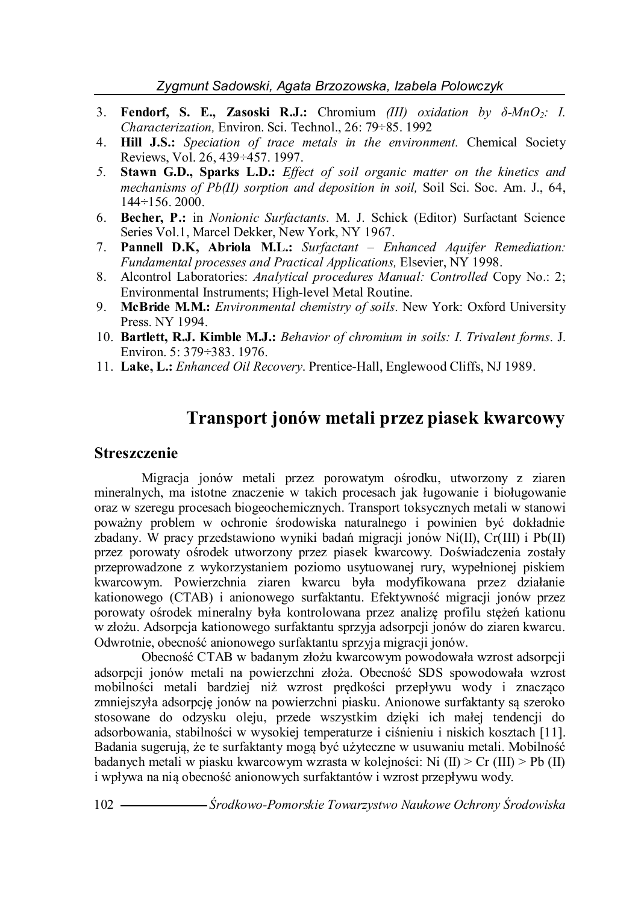3. **Fendorf, S. E., Zasoski R.J.:** Chromium *(III) oxidation by δ-$MnO_2$: I. Characterization,* Environ. Sci. Technol., 26: 79÷85. 1992
4. **Hill J.S.:** *Speciation of trace metals in the environment.* Chemical Society Reviews, Vol. 26, 439÷457. 1997.
5. **Stawn G.D., Sparks L.D.:** *Effect of soil organic matter on the kinetics and mechanisms of Pb(II) sorption and deposition in soil,* Soil Sci. Soc. Am. J., 64, 144÷156. 2000.
6. **Becher, P.:** in *Nonionic Surfactants*. M. J. Schick (Editor) Surfactant Science Series Vol.1, Marcel Dekker, New York, NY 1967.
7. **Pannell D.K, Abriola M.L.:** *Surfactant – Enhanced Aquifer Remediation: Fundamental processes and Practical Applications,* Elsevier, NY 1998.
8. Alcontrol Laboratories: *Analytical procedures Manual: Controlled* Copy No.: 2; Environmental Instruments; High-level Metal Routine.
9. **McBride M.M.:** *Environmental chemistry of soils*. New York: Oxford University Press. NY 1994.
10. **Bartlett, R.J. Kimble M.J.:** *Behavior of chromium in soils: I. Trivalent forms*. J. Environ. 5: 379÷383. 1976.
11. **Lake, L.:** *Enhanced Oil Recovery*. Prentice-Hall, Englewood Cliffs, NJ 1989.

# Transport jonów metali przez piasek kwarcowy

## Streszczenie

Migracja jonów metali przez porowatym ośrodku, utworzony z ziaren mineralnych, ma istotne znaczenie w takich procesach jak ługowanie i bioługowanie oraz w szeregu procesach biogeochemicznych. Transport toksycznych metali w stanowi poważny problem w ochronie środowiska naturalnego i powinien być dokładnie zbadany. W pracy przedstawiono wyniki badań migracji jonów Ni(II), Cr(III) i Pb(II) przez porowaty ośrodek utworzony przez piasek kwarcowy. Doświadczenia zostały przeprowadzone z wykorzystaniem poziomo usytuowanej rury, wypełnionej piskiem kwarcowym. Powierzchnia ziaren kwarcu była modyfikowana przez działanie kationowego (CTAB) i anionowego surfaktantu. Efektywność migracji jonów przez porowaty ośrodek mineralny była kontrolowana przez analizę profilu stężeń kationu w złożu. Adsorpcja kationowego surfaktantu sprzyja adsorpcji jonów do ziaren kwarcu. Odwrotnie, obecność anionowego surfaktantu sprzyja migracji jonów.

Obecność CTAB w badanym złożu kwarcowym powodowała wzrost adsorpcji adsorpcji jonów metali na powierzchni złoża. Obecność SDS spowodowała wzrost mobilności metali bardziej niż wzrost prędkości przepływu wody i znacząco zmniejszyła adsorpcję jonów na powierzchni piasku. Anionowe surfaktanty są szeroko stosowane do odzysku oleju, przede wszystkim dzięki ich małej tendencji do adsorbowania, stabilności w wysokiej temperaturze i ciśnieniu i niskich kosztach [11]. Badania sugerują, że te surfaktanty mogą być użyteczne w usuwaniu metali. Mobilność badanych metali w piasku kwarcowym wzrasta w kolejności: Ni (II) > Cr (III) > Pb (II) i wpływa na nią obecność anionowych surfaktantów i wzrost przepływu wody.